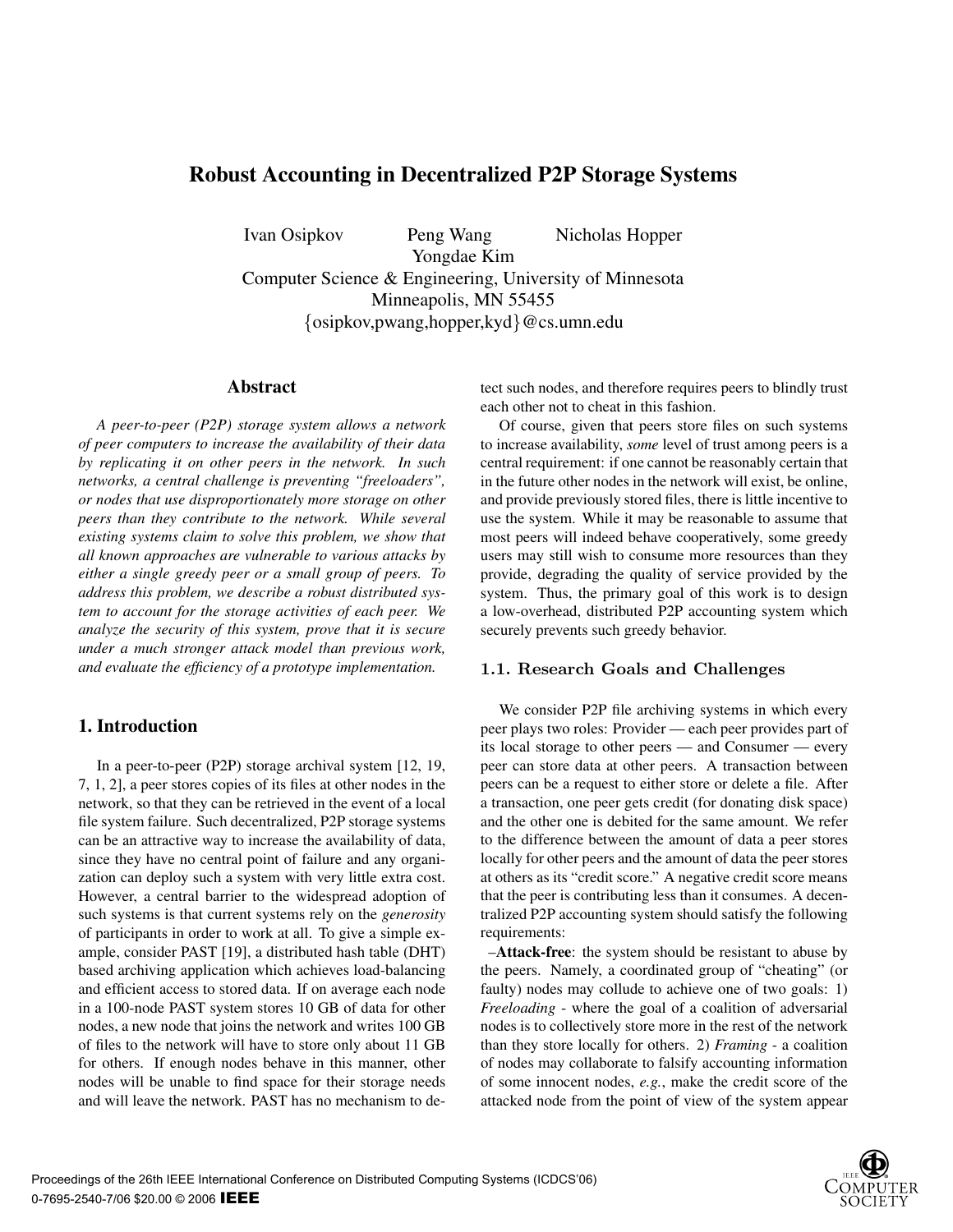# Robust Accounting in Decentralized P2P Storage Systems

Ivan Osipkov Peng Wang Nicholas Hopper
Yongdae Kim
Computer Science & Engineering, University of Minnesota
Minneapolis, MN 55455
{osipkov,pwang,hopper,kyd}@cs.umn.edu

## Abstract

*A peer-to-peer (P2P) storage system allows a network of peer computers to increase the availability of their data by replicating it on other peers in the network. In such networks, a central challenge is preventing "freeloaders", or nodes that use disproportionately more storage on other peers than they contribute to the network. While several existing systems claim to solve this problem, we show that all known approaches are vulnerable to various attacks by either a single greedy peer or a small group of peers. To address this problem, we describe a robust distributed system to account for the storage activities of each peer. We analyze the security of this system, prove that it is secure under a much stronger attack model than previous work, and evaluate the efficiency of a prototype implementation.*

## 1. Introduction

In a peer-to-peer (P2P) storage archival system [12, 19, 7, 1, 2], a peer stores copies of its files at other nodes in the network, so that they can be retrieved in the event of a local file system failure. Such decentralized, P2P storage systems can be an attractive way to increase the availability of data, since they have no central point of failure and any organization can deploy such a system with very little extra cost. However, a central barrier to the widespread adoption of such systems is that current systems rely on the *generosity* of participants in order to work at all. To give a simple example, consider PAST [19], a distributed hash table (DHT) based archiving application which achieves load-balancing and efficient access to stored data. If on average each node in a 100-node PAST system stores 10 GB of data for other nodes, a new node that joins the network and writes 100 GB of files to the network will have to store only about 11 GB for others. If enough nodes behave in this manner, other nodes will be unable to find space for their storage needs and will leave the network. PAST has no mechanism to detect such nodes, and therefore requires peers to blindly trust each other not to cheat in this fashion.

Of course, given that peers store files on such systems to increase availability, *some* level of trust among peers is a central requirement: if one cannot be reasonably certain that in the future other nodes in the network will exist, be online, and provide previously stored files, there is little incentive to use the system. While it may be reasonable to assume that most peers will indeed behave cooperatively, some greedy users may still wish to consume more resources than they provide, degrading the quality of service provided by the system. Thus, the primary goal of this work is to design a low-overhead, distributed P2P accounting system which securely prevents such greedy behavior.

### 1.1. Research Goals and Challenges

We consider P2P file archiving systems in which every peer plays two roles: Provider — each peer provides part of its local storage to other peers — and Consumer — every peer can store data at other peers. A transaction between peers can be a request to either store or delete a file. After a transaction, one peer gets credit (for donating disk space) and the other one is debited for the same amount. We refer to the difference between the amount of data a peer stores locally for other peers and the amount of data the peer stores at others as its "credit score." A negative credit score means that the peer is contributing less than it consumes. A decentralized P2P accounting system should satisfy the following requirements:

–**Attack-free**: the system should be resistant to abuse by the peers. Namely, a coordinated group of "cheating" (or faulty) nodes may collude to achieve one of two goals: 1) *Freeloading* - where the goal of a coalition of adversarial nodes is to collectively store more in the rest of the network than they store locally for others. 2) *Framing* - a coalition of nodes may collaborate to falsify accounting information of some innocent nodes, *e.g.*, make the credit score of the attacked node from the point of view of the system appear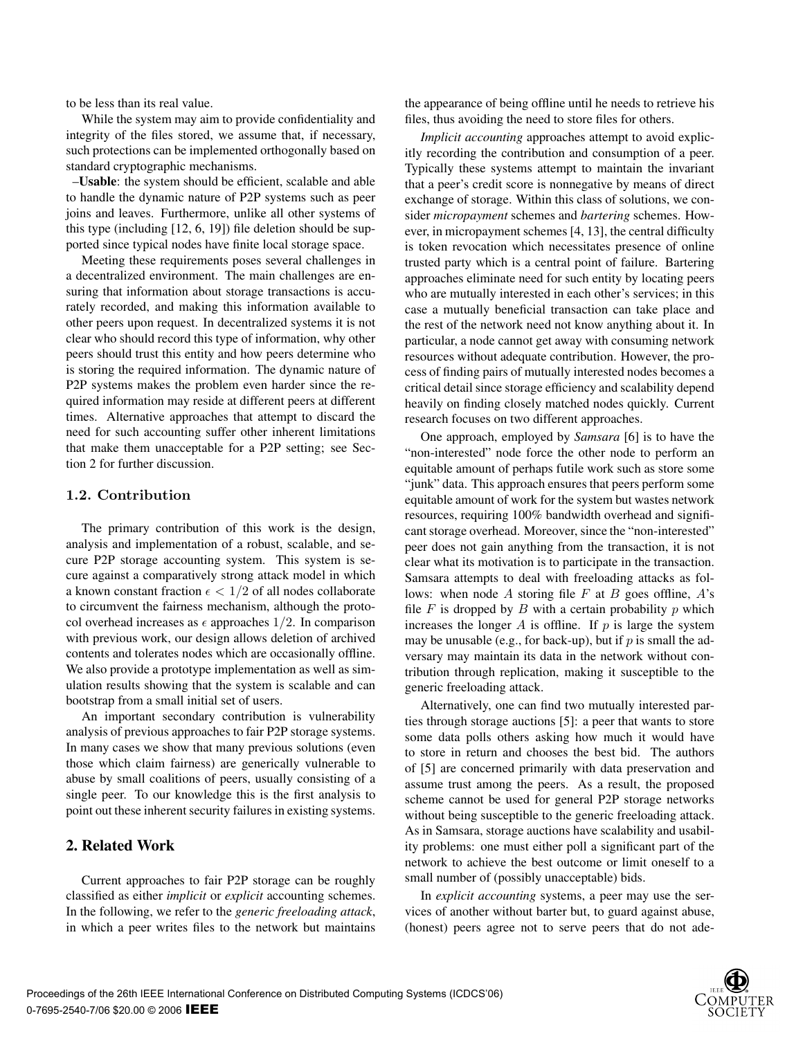to be less than its real value.

While the system may aim to provide confidentiality and integrity of the files stored, we assume that, if necessary, such protections can be implemented orthogonally based on standard cryptographic mechanisms.

–**Usable**: the system should be efficient, scalable and able to handle the dynamic nature of P2P systems such as peer joins and leaves. Furthermore, unlike all other systems of this type (including [12, 6, 19]) file deletion should be supported since typical nodes have finite local storage space.

Meeting these requirements poses several challenges in a decentralized environment. The main challenges are ensuring that information about storage transactions is accurately recorded, and making this information available to other peers upon request. In decentralized systems it is not clear who should record this type of information, why other peers should trust this entity and how peers determine who is storing the required information. The dynamic nature of P2P systems makes the problem even harder since the required information may reside at different peers at different times. Alternative approaches that attempt to discard the need for such accounting suffer other inherent limitations that make them unacceptable for a P2P setting; see Section 2 for further discussion.

### 1.2. Contribution

The primary contribution of this work is the design, analysis and implementation of a robust, scalable, and secure P2P storage accounting system. This system is secure against a comparatively strong attack model in which a known constant fraction $\epsilon < 1/2$ of all nodes collaborate to circumvent the fairness mechanism, although the protocol overhead increases as $\epsilon$ approaches $1/2$. In comparison with previous work, our design allows deletion of archived contents and tolerates nodes which are occasionally offline. We also provide a prototype implementation as well as simulation results showing that the system is scalable and can bootstrap from a small initial set of users.

An important secondary contribution is vulnerability analysis of previous approaches to fair P2P storage systems. In many cases we show that many previous solutions (even those which claim fairness) are generically vulnerable to abuse by small coalitions of peers, usually consisting of a single peer. To our knowledge this is the first analysis to point out these inherent security failures in existing systems.

## 2. Related Work

Current approaches to fair P2P storage can be roughly classified as either *implicit* or *explicit* accounting schemes. In the following, we refer to the *generic freeloading attack*, in which a peer writes files to the network but maintains the appearance of being offline until he needs to retrieve his files, thus avoiding the need to store files for others.

*Implicit accounting* approaches attempt to avoid explicitly recording the contribution and consumption of a peer. Typically these systems attempt to maintain the invariant that a peer's credit score is nonnegative by means of direct exchange of storage. Within this class of solutions, we consider *micropayment* schemes and *bartering* schemes. However, in micropayment schemes [4, 13], the central difficulty is token revocation which necessitates presence of online trusted party which is a central point of failure. Bartering approaches eliminate need for such entity by locating peers who are mutually interested in each other's services; in this case a mutually beneficial transaction can take place and the rest of the network need not know anything about it. In particular, a node cannot get away with consuming network resources without adequate contribution. However, the process of finding pairs of mutually interested nodes becomes a critical detail since storage efficiency and scalability depend heavily on finding closely matched nodes quickly. Current research focuses on two different approaches.

One approach, employed by *Samsara* [6] is to have the "non-interested" node force the other node to perform an equitable amount of perhaps futile work such as store some "junk" data. This approach ensures that peers perform some equitable amount of work for the system but wastes network resources, requiring 100% bandwidth overhead and significant storage overhead. Moreover, since the "non-interested" peer does not gain anything from the transaction, it is not clear what its motivation is to participate in the transaction. Samsara attempts to deal with freeloading attacks as follows: when node $A$ storing file $F$ at $B$ goes offline, $A$'s file $F$ is dropped by $B$ with a certain probability $p$ which increases the longer $A$ is offline. If $p$ is large the system may be unusable (e.g., for back-up), but if $p$ is small the adversary may maintain its data in the network without contribution through replication, making it susceptible to the generic freeloading attack.

Alternatively, one can find two mutually interested parties through storage auctions [5]: a peer that wants to store some data polls others asking how much it would have to store in return and chooses the best bid. The authors of [5] are concerned primarily with data preservation and assume trust among the peers. As a result, the proposed scheme cannot be used for general P2P storage networks without being susceptible to the generic freeloading attack. As in Samsara, storage auctions have scalability and usability problems: one must either poll a significant part of the network to achieve the best outcome or limit oneself to a small number of (possibly unacceptable) bids.

In *explicit accounting* systems, a peer may use the services of another without barter but, to guard against abuse, (honest) peers agree not to serve peers that do not ade-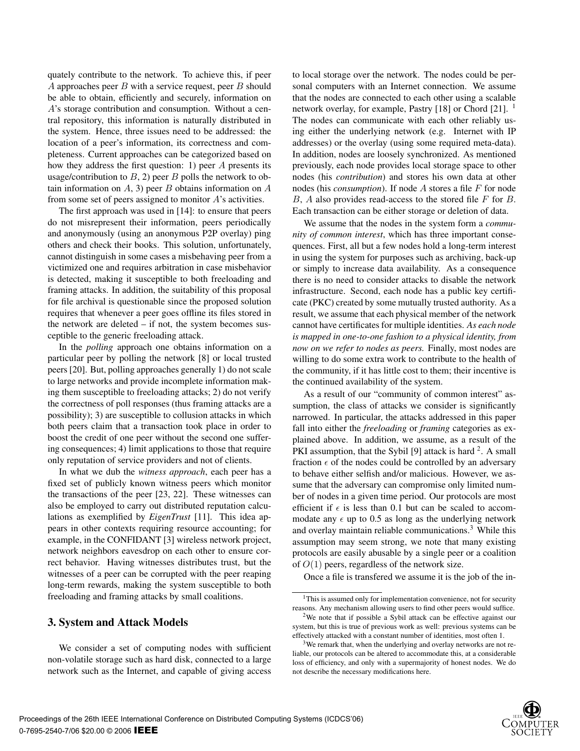quately contribute to the network. To achieve this, if peer $A$ approaches peer $B$ with a service request, peer $B$ should be able to obtain, efficiently and securely, information on $A$'s storage contribution and consumption. Without a central repository, this information is naturally distributed in the system. Hence, three issues need to be addressed: the location of a peer's information, its correctness and completeness. Current approaches can be categorized based on how they address the first question: 1) peer $A$ presents its usage/contribution to $B$, 2) peer $B$ polls the network to obtain information on $A$, 3) peer $B$ obtains information on $A$ from some set of peers assigned to monitor $A$'s activities.

The first approach was used in [14]: to ensure that peers do not misrepresent their information, peers periodically and anonymously (using an anonymous P2P overlay) ping others and check their books. This solution, unfortunately, cannot distinguish in some cases a misbehaving peer from a victimized one and requires arbitration in case misbehavior is detected, making it susceptible to both freeloading and framing attacks. In addition, the suitability of this proposal for file archival is questionable since the proposed solution requires that whenever a peer goes offline its files stored in the network are deleted – if not, the system becomes susceptible to the generic freeloading attack.

In the *polling* approach one obtains information on a particular peer by polling the network [8] or local trusted peers [20]. But, polling approaches generally 1) do not scale to large networks and provide incomplete information making them susceptible to freeloading attacks; 2) do not verify the correctness of poll responses (thus framing attacks are a possibility); 3) are susceptible to collusion attacks in which both peers claim that a transaction took place in order to boost the credit of one peer without the second one suffering consequences; 4) limit applications to those that require only reputation of service providers and not of clients.

In what we dub the *witness approach*, each peer has a fixed set of publicly known witness peers which monitor the transactions of the peer [23, 22]. These witnesses can also be employed to carry out distributed reputation calculations as exemplified by *EigenTrust* [11]. This idea appears in other contexts requiring resource accounting; for example, in the CONFIDANT [3] wireless network project, network neighbors eavesdrop on each other to ensure correct behavior. Having witnesses distributes trust, but the witnesses of a peer can be corrupted with the peer reaping long-term rewards, making the system susceptible to both freeloading and framing attacks by small coalitions.

## 3. System and Attack Models

We consider a set of computing nodes with sufficient non-volatile storage such as hard disk, connected to a large network such as the Internet, and capable of giving access to local storage over the network. The nodes could be personal computers with an Internet connection. We assume that the nodes are connected to each other using a scalable network overlay, for example, Pastry [18] or Chord [21]. [1] The nodes can communicate with each other reliably using either the underlying network (e.g. Internet with IP addresses) or the overlay (using some required meta-data). In addition, nodes are loosely synchronized. As mentioned previously, each node provides local storage space to other nodes (his *contribution*) and stores his own data at other nodes (his *consumption*). If node $A$ stores a file $F$ for node $B$, $A$ also provides read-access to the stored file $F$ for $B$. Each transaction can be either storage or deletion of data.

We assume that the nodes in the system form a *community of common interest*, which has three important consequences. First, all but a few nodes hold a long-term interest in using the system for purposes such as archiving, back-up or simply to increase data availability. As a consequence there is no need to consider attacks to disable the network infrastructure. Second, each node has a public key certificate (PKC) created by some mutually trusted authority. As a result, we assume that each physical member of the network cannot have certificates for multiple identities. *As each node is mapped in one-to-one fashion to a physical identity, from now on we refer to nodes as peers.* Finally, most nodes are willing to do some extra work to contribute to the health of the community, if it has little cost to them; their incentive is the continued availability of the system.

As a result of our "community of common interest" assumption, the class of attacks we consider is significantly narrowed. In particular, the attacks addressed in this paper fall into either the *freeloading* or *framing* categories as explained above. In addition, we assume, as a result of the PKI assumption, that the Sybil [9] attack is hard [2]. A small fraction $\epsilon$ of the nodes could be controlled by an adversary to behave either selfish and/or malicious. However, we assume that the adversary can compromise only limited number of nodes in a given time period. Our protocols are most efficient if $\epsilon$ is less than 0.1 but can be scaled to accommodate any $\epsilon$ up to 0.5 as long as the underlying network and overlay maintain reliable communications.[3] While this assumption may seem strong, we note that many existing protocols are easily abusable by a single peer or a coalition of $O(1)$ peers, regardless of the network size.

Once a file is transfered we assume it is the job of the in-

[1] This is assumed only for implementation convenience, not for security reasons. Any mechanism allowing users to find other peers would suffice.

[2] We note that if possible a Sybil attack can be effective against our system, but this is true of previous work as well: previous systems can be effectively attacked with a constant number of identities, most often 1.

[3] We remark that, when the underlying and overlay networks are not reliable, our protocols can be altered to accommodate this, at a considerable loss of efficiency, and only with a supermajority of honest nodes. We do not describe the necessary modifications here.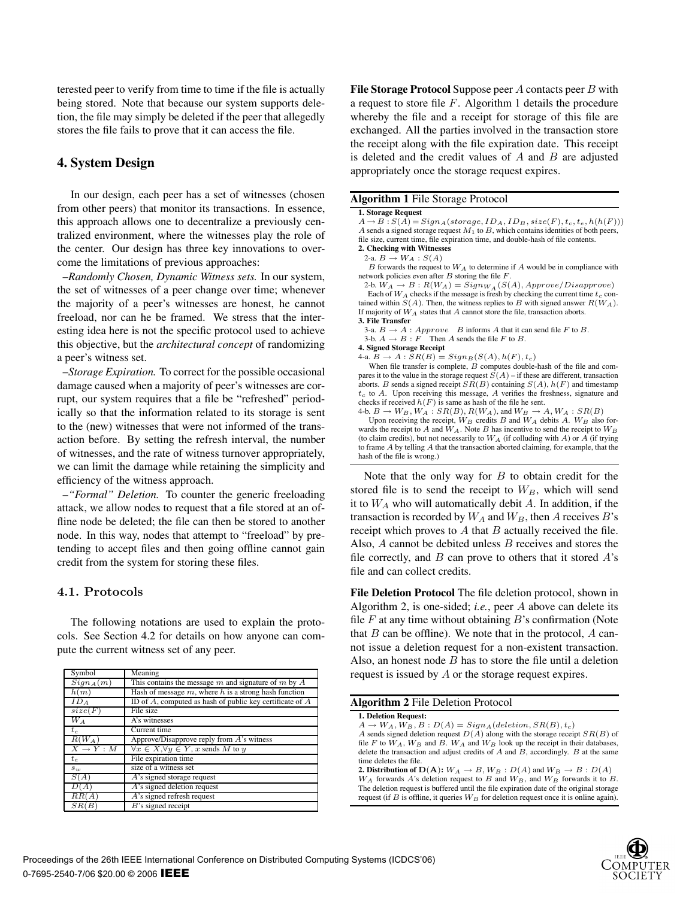terested peer to verify from time to time if the file is actually being stored. Note that because our system supports deletion, the file may simply be deleted if the peer that allegedly stores the file fails to prove that it can access the file.

## 4. System Design

In our design, each peer has a set of witnesses (chosen from other peers) that monitor its transactions. In essence, this approach allows one to decentralize a previously centralized environment, where the witnesses play the role of the center. Our design has three key innovations to overcome the limitations of previous approaches:

–*Randomly Chosen, Dynamic Witness sets.* In our system, the set of witnesses of a peer change over time; whenever the majority of a peer's witnesses are honest, he cannot freeload, nor can he be framed. We stress that the interesting idea here is not the specific protocol used to achieve this objective, but the *architectural concept* of randomizing a peer's witness set.

–*Storage Expiration.* To correct for the possible occasional damage caused when a majority of peer's witnesses are corrupt, our system requires that a file be "refreshed" periodically so that the information related to its storage is sent to the (new) witnesses that were not informed of the transaction before. By setting the refresh interval, the number of witnesses, and the rate of witness turnover appropriately, we can limit the damage while retaining the simplicity and efficiency of the witness approach.

–*"Formal" Deletion.* To counter the generic freeloading attack, we allow nodes to request that a file stored at an offline node be deleted; the file can then be stored to another node. In this way, nodes that attempt to "freeload" by pretending to accept files and then going offline cannot gain credit from the system for storing these files.

### 4.1. Protocols

The following notations are used to explain the protocols. See Section 4.2 for details on how anyone can compute the current witness set of any peer.

| Symbol | Meaning |
|---|---|
| $Sign_A(m)$ | This contains the message $m$ and signature of $m$ by $A$ |
| $h(m)$ | Hash of message $m$, where $h$ is a strong hash function |
| $ID_A$ | ID of $A$, computed as hash of public key certificate of $A$ |
| $size(F)$ | File size |
| $W_A$ | $A$'s witnesses |
| $t_c$ | Current time |
| $R(W_A)$ | Approve/Disapprove reply from $A$'s witness |
| $X \to Y : M$ | $\forall x \in X, \forall y \in Y$, $x$ sends $M$ to $y$ |
| $t_e$ | File expiration time |
| $s_w$ | size of a witness set |
| $S(A)$ | $A$'s signed storage request |
| $D(A)$ | $A$'s signed deletion request |
| $RR(A)$ | $A$'s signed refresh request |
| $SR(B)$ | $B$'s signed receipt |

**File Storage Protocol** Suppose peer $A$ contacts peer $B$ with a request to store file $F$. Algorithm 1 details the procedure whereby the file and a receipt for storage of this file are exchanged. All the parties involved in the transaction store the receipt along with the file expiration date. This receipt is deleted and the credit values of $A$ and $B$ are adjusted appropriately once the storage request expires.

**Algorithm 1** File Storage Protocol

**1. Storage Request**
$A \to B : S(A) = Sign_A(storage, ID_A, ID_B, size(F), t_c, t_e, h(h(F)))$
$A$ sends a signed storage request $M_1$ to $B$, which contains identities of both peers, file size, current time, file expiration time, and double-hash of file contents.

**2. Checking with Witnesses**
2-a. $B \to W_A : S(A)$
$B$ forwards the request to $W_A$ to determine if $A$ would be in compliance with network policies even after $B$ storing the file $F$.
2-b. $W_A \to B : R(W_A) = Sign_{W_A}(S(A), Approve/Disapprove)$
Each of $W_A$ checks if the message is fresh by checking the current time $t_c$ contained within $S(A)$. Then, the witness replies to $B$ with signed answer $R(W_A)$. If majority of $W_A$ states that $A$ cannot store the file, transaction aborts.

**3. File Transfer**
3-a. $B \to A : Approve$ $B$ informs $A$ that it can send file $F$ to $B$.
3-b. $A \to B : F$ Then $A$ sends the file $F$ to $B$.

**4. Signed Storage Receipt**
4-a. $B \to A : SR(B) = Sign_B(S(A), h(F), t_c)$
When file transfer is complete, $B$ computes double-hash of the file and compares it to the value in the storage request $S(A)$ – if these are different, transaction aborts. $B$ sends a signed receipt $SR(B)$ containing $S(A)$, $h(F)$ and timestamp $t_c$ to $A$. Upon receiving this message, $A$ verifies the freshness, signature and checks if received $h(F)$ is same as hash of the file he sent.
4-b. $B \to W_B, W_A : SR(B), R(W_A)$, and $W_B \to A, W_A : SR(B)$
Upon receiving the receipt, $W_B$ credits $B$ and $W_A$ debits $A$. $W_B$ also forwards the receipt to $A$ and $W_A$. Note $B$ has incentive to send the receipt to $W_B$ (to claim credits), but not necessarily to $W_A$ (if colluding with $A$) or $A$ (if trying to frame $A$ by telling $A$ that the transaction aborted claiming, for example, that the hash of the file is wrong.)

Note that the only way for $B$ to obtain credit for the stored file is to send the receipt to $W_B$, which will send it to $W_A$ who will automatically debit $A$. In addition, if the transaction is recorded by $W_A$ and $W_B$, then $A$ receives $B$'s receipt which proves to $A$ that $B$ actually received the file. Also, $A$ cannot be debited unless $B$ receives and stores the file correctly, and $B$ can prove to others that it stored $A$'s file and can collect credits.

**File Deletion Protocol** The file deletion protocol, shown in Algorithm 2, is one-sided; *i.e.*, peer $A$ above can delete its file $F$ at any time without obtaining $B$'s confirmation (Note that $B$ can be offline). We note that in the protocol, $A$ cannot issue a deletion request for a non-existent transaction. Also, an honest node $B$ has to store the file until a deletion request is issued by $A$ or the storage request expires.

**Algorithm 2** File Deletion Protocol

**1. Deletion Request:**
$A \to W_A, W_B, B : D(A) = Sign_A(deletion, SR(B), t_c)$
$A$ sends signed deletion request $D(A)$ along with the storage receipt $SR(B)$ of file $F$ to $W_A$, $W_B$ and $B$. $W_A$ and $W_B$ look up the receipt in their databases, delete the transaction and adjust credits of $A$ and $B$, accordingly. $B$ at the same time deletes the file.

**2. Distribution of $\mathbf{D(A)}$:** $W_A \to B, W_B : D(A)$ and $W_B \to B : D(A)$
$W_A$ forwards $A$'s deletion request to $B$ and $W_B$, and $W_B$ forwards it to $B$. The deletion request is buffered until the file expiration date of the original storage request (if $B$ is offline, it queries $W_B$ for deletion request once it is online again).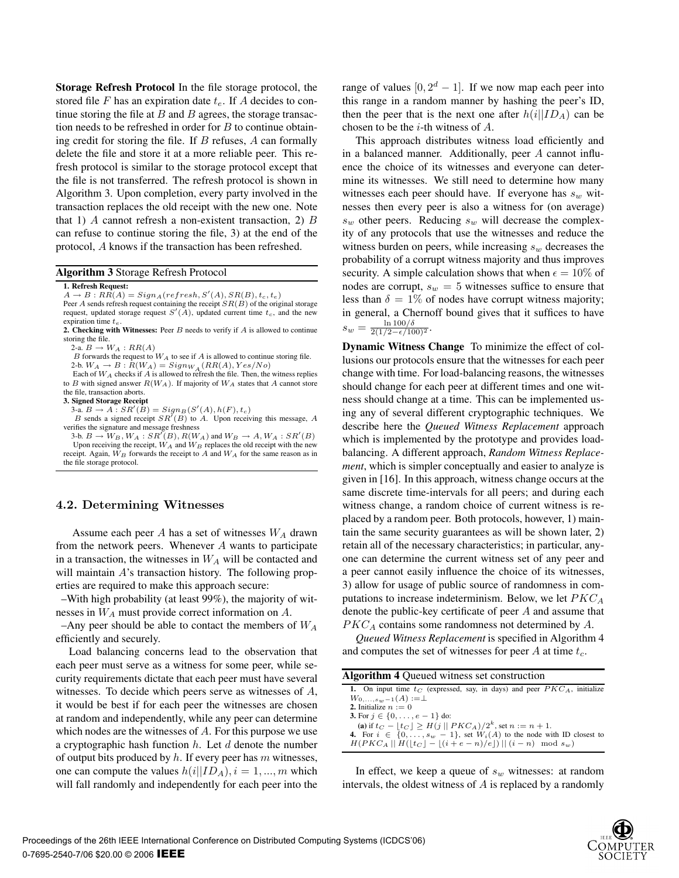**Storage Refresh Protocol** In the file storage protocol, the stored file $F$ has an expiration date $t_e$. If $A$ decides to continue storing the file at $B$ and $B$ agrees, the storage transaction needs to be refreshed in order for $B$ to continue obtaining credit for storing the file. If $B$ refuses, $A$ can formally delete the file and store it at a more reliable peer. This refresh protocol is similar to the storage protocol except that the file is not transferred. The refresh protocol is shown in Algorithm 3. Upon completion, every party involved in the transaction replaces the old receipt with the new one. Note that 1) $A$ cannot refresh a non-existent transaction, 2) $B$ can refuse to continue storing the file, 3) at the end of the protocol, $A$ knows if the transaction has been refreshed.

**Algorithm 3** Storage Refresh Protocol

**1. Refresh Request:**
$A \rightarrow B : RR(A) = Sign_A(refresh, S'(A), SR(B), t_c, t_e)$
Peer $A$ sends refresh request containing the receipt $SR(B)$ of the original storage request, updated storage request $S'(A)$, updated current time $t_c$, and the new expiration time $t_e$.

**2. Checking with Witnesses:** Peer $B$ needs to verify if $A$ is allowed to continue storing the file.

2-a. $B \rightarrow W_A : RR(A)$
$B$ forwards the request to $W_A$ to see if $A$ is allowed to continue storing file.

2-b. $W_A \rightarrow B : R(W_A) = Sign_{W_A}(RR(A), Yes/No)$
Each of $W_A$ checks if $A$ is allowed to refresh the file. Then, the witness replies to $B$ with signed answer $R(W_A)$. If majority of $W_A$ states that $A$ cannot store the file, transaction aborts.

**3. Signed Storage Receipt**

3-a. $B \rightarrow A : SR'(B) = Sign_B(S'(A), h(F), t_c)$
$B$ sends a signed receipt $SR'(B)$ to $A$. Upon receiving this message, $A$ verifies the signature and message freshness

3-b. $B \rightarrow W_B, W_A : SR'(B), R(W_A)$ and $W_B \rightarrow A, W_A : SR'(B)$
Upon receiving the receipt, $W_A$ and $W_B$ replaces the old receipt with the new receipt. Again, $W_B$ forwards the receipt to $A$ and $W_A$ for the same reason as in the file storage protocol.

## 4.2. Determining Witnesses

Assume each peer $A$ has a set of witnesses $W_A$ drawn from the network peers. Whenever $A$ wants to participate in a transaction, the witnesses in $W_A$ will be contacted and will maintain $A$'s transaction history. The following properties are required to make this approach secure:

–With high probability (at least 99%), the majority of witnesses in $W_A$ must provide correct information on $A$.

–Any peer should be able to contact the members of $W_A$ efficiently and securely.

Load balancing concerns lead to the observation that each peer must serve as a witness for some peer, while security requirements dictate that each peer must have several witnesses. To decide which peers serve as witnesses of $A$, it would be best if for each peer the witnesses are chosen at random and independently, while any peer can determine which nodes are the witnesses of $A$. For this purpose we use a cryptographic hash function $h$. Let $d$ denote the number of output bits produced by $h$. If every peer has $m$ witnesses, one can compute the values $h(i||ID_A), i = 1, ..., m$ which will fall randomly and independently for each peer into the range of values $[0, 2^d - 1]$. If we now map each peer into this range in a random manner by hashing the peer's ID, then the peer that is the next one after $h(i||ID_A)$ can be chosen to be the $i$-th witness of $A$.

This approach distributes witness load efficiently and in a balanced manner. Additionally, peer $A$ cannot influence the choice of its witnesses and everyone can determine its witnesses. We still need to determine how many witnesses each peer should have. If everyone has $s_w$ witnesses then every peer is also a witness for (on average) $s_w$ other peers. Reducing $s_w$ will decrease the complexity of any protocols that use the witnesses and reduce the witness burden on peers, while increasing $s_w$ decreases the probability of a corrupt witness majority and thus improves security. A simple calculation shows that when $\epsilon = 10\%$ of nodes are corrupt, $s_w = 5$ witnesses suffice to ensure that less than $\delta = 1\%$ of nodes have corrupt witness majority; in general, a Chernoff bound gives that it suffices to have $s_w = \frac{\ln 100/\delta}{2(1/2 - \epsilon/100)^2}$.

**Dynamic Witness Change** To minimize the effect of collusions our protocols ensure that the witnesses for each peer change with time. For load-balancing reasons, the witnesses should change for each peer at different times and one witness should change at a time. This can be implemented using any of several different cryptographic techniques. We describe here the ***Queued Witness Replacement*** approach which is implemented by the prototype and provides load-balancing. A different approach, ***Random Witness Replacement***, which is simpler conceptually and easier to analyze is given in [16]. In this approach, witness change occurs at the same discrete time-intervals for all peers; and during each witness change, a random choice of current witness is replaced by a random peer. Both protocols, however, 1) maintain the same security guarantees as will be shown later, 2) retain all of the necessary characteristics; in particular, anyone can determine the current witness set of any peer and a peer cannot easily influence the choice of its witnesses, 3) allow for usage of public source of randomness in computations to increase indeterminism. Below, we let $PKC_A$ denote the public-key certificate of peer $A$ and assume that $PKC_A$ contains some randomness not determined by $A$.

*Queued Witness Replacement* is specified in Algorithm 4 and computes the set of witnesses for peer $A$ at time $t_c$.

**Algorithm 4** Queued witness set construction

**1.** On input time $t_C$ (expressed, say, in days) and peer $PKC_A$, initialize $W_{0,\ldots,s_w-1}(A) := \perp$
**2.** Initialize $n := 0$
**3.** For $j \in \{0, \ldots, e-1\}$ do:
**(a)** if $t_C - \lfloor t_C \rfloor \geq H(j \,||\, PKC_A)/2^k$, set $n := n + 1$.
**4.** For $i \in \{0, \ldots, s_w - 1\}$, set $W_i(A)$ to the node with ID closest to $H(PKC_A \,||\, H(\lfloor t_C \rfloor - \lfloor (i + e - n)/e \rfloor) \,||\, (i - n) \mod s_w)$

In effect, we keep a queue of $s_w$ witnesses: at random intervals, the oldest witness of $A$ is replaced by a randomly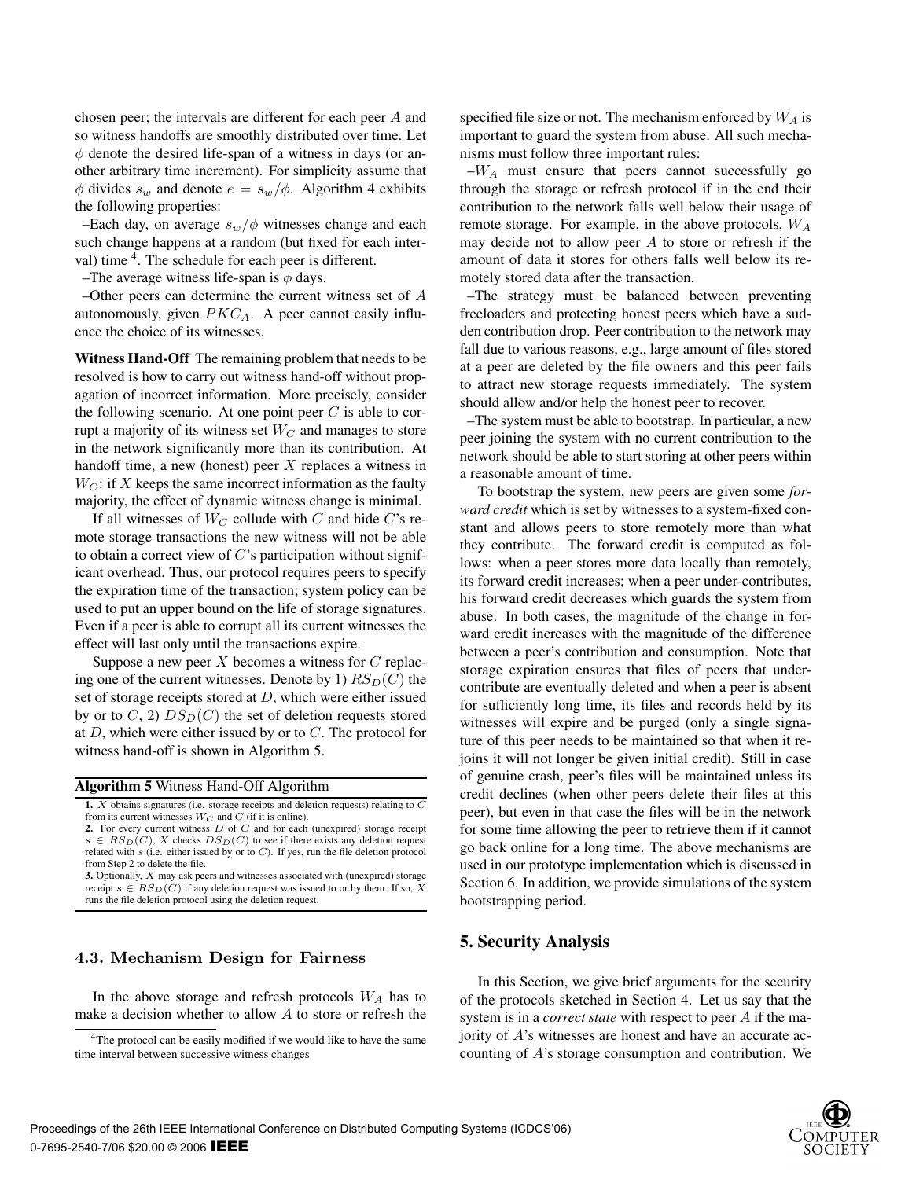chosen peer; the intervals are different for each peer $A$ and so witness handoffs are smoothly distributed over time. Let $\phi$ denote the desired life-span of a witness in days (or another arbitrary time increment). For simplicity assume that $\phi$ divides $s_w$ and denote $e = s_w/\phi$. Algorithm 4 exhibits the following properties:

–Each day, on average $s_w/\phi$ witnesses change and each such change happens at a random (but fixed for each interval) time [4]. The schedule for each peer is different.

–The average witness life-span is $\phi$ days.

–Other peers can determine the current witness set of $A$ autonomously, given $PKC_A$. A peer cannot easily influence the choice of its witnesses.

**Witness Hand-Off** The remaining problem that needs to be resolved is how to carry out witness hand-off without propagation of incorrect information. More precisely, consider the following scenario. At one point peer $C$ is able to corrupt a majority of its witness set $W_C$ and manages to store in the network significantly more than its contribution. At handoff time, a new (honest) peer $X$ replaces a witness in $W_C$: if $X$ keeps the same incorrect information as the faulty majority, the effect of dynamic witness change is minimal.

If all witnesses of $W_C$ collude with $C$ and hide $C$'s remote storage transactions the new witness will not be able to obtain a correct view of $C$'s participation without significant overhead. Thus, our protocol requires peers to specify the expiration time of the transaction; system policy can be used to put an upper bound on the life of storage signatures. Even if a peer is able to corrupt all its current witnesses the effect will last only until the transactions expire.

Suppose a new peer $X$ becomes a witness for $C$ replacing one of the current witnesses. Denote by 1) $RS_D(C)$ the set of storage receipts stored at $D$, which were either issued by or to $C$, 2) $DS_D(C)$ the set of deletion requests stored at $D$, which were either issued by or to $C$. The protocol for witness hand-off is shown in Algorithm 5.

**Algorithm 5** Witness Hand-Off Algorithm

**1.** $X$ obtains signatures (i.e. storage receipts and deletion requests) relating to $C$ from its current witnesses $W_C$ and $C$ (if it is online).
**2.** For every current witness $D$ of $C$ and for each (unexpired) storage receipt $s \in RS_D(C)$, $X$ checks $DS_D(C)$ to see if there exists any deletion request related with $s$ (i.e. either issued by or to $C$). If yes, run the file deletion protocol from Step 2 to delete the file.
**3.** Optionally, $X$ may ask peers and witnesses associated with (unexpired) storage receipt $s \in RS_D(C)$ if any deletion request was issued to or by them. If so, $X$ runs the file deletion protocol using the deletion request.

### 4.3. Mechanism Design for Fairness

In the above storage and refresh protocols $W_A$ has to make a decision whether to allow $A$ to store or refresh the specified file size or not. The mechanism enforced by $W_A$ is important to guard the system from abuse. All such mechanisms must follow three important rules:

–$W_A$ must ensure that peers cannot successfully go through the storage or refresh protocol if in the end their contribution to the network falls well below their usage of remote storage. For example, in the above protocols, $W_A$ may decide not to allow peer $A$ to store or refresh if the amount of data it stores for others falls well below its remotely stored data after the transaction.

–The strategy must be balanced between preventing freeloaders and protecting honest peers which have a sudden contribution drop. Peer contribution to the network may fall due to various reasons, e.g., large amount of files stored at a peer are deleted by the file owners and this peer fails to attract new storage requests immediately. The system should allow and/or help the honest peer to recover.

–The system must be able to bootstrap. In particular, a new peer joining the system with no current contribution to the network should be able to start storing at other peers within a reasonable amount of time.

To bootstrap the system, new peers are given some *forward credit* which is set by witnesses to a system-fixed constant and allows peers to store remotely more than what they contribute. The forward credit is computed as follows: when a peer stores more data locally than remotely, its forward credit increases; when a peer under-contributes, his forward credit decreases which guards the system from abuse. In both cases, the magnitude of the change in forward credit increases with the magnitude of the difference between a peer's contribution and consumption. Note that storage expiration ensures that files of peers that under-contribute are eventually deleted and when a peer is absent for sufficiently long time, its files and records held by its witnesses will expire and be purged (only a single signature of this peer needs to be maintained so that when it rejoins it will not longer be given initial credit). Still in case of genuine crash, peer's files will be maintained unless its credit declines (when other peers delete their files at this peer), but even in that case the files will be in the network for some time allowing the peer to retrieve them if it cannot go back online for a long time. The above mechanisms are used in our prototype implementation which is discussed in Section 6. In addition, we provide simulations of the system bootstrapping period.

## 5. Security Analysis

In this Section, we give brief arguments for the security of the protocols sketched in Section 4. Let us say that the system is in a *correct state* with respect to peer $A$ if the majority of $A$'s witnesses are honest and have an accurate accounting of $A$'s storage consumption and contribution. We

[4] The protocol can be easily modified if we would like to have the same time interval between successive witness changes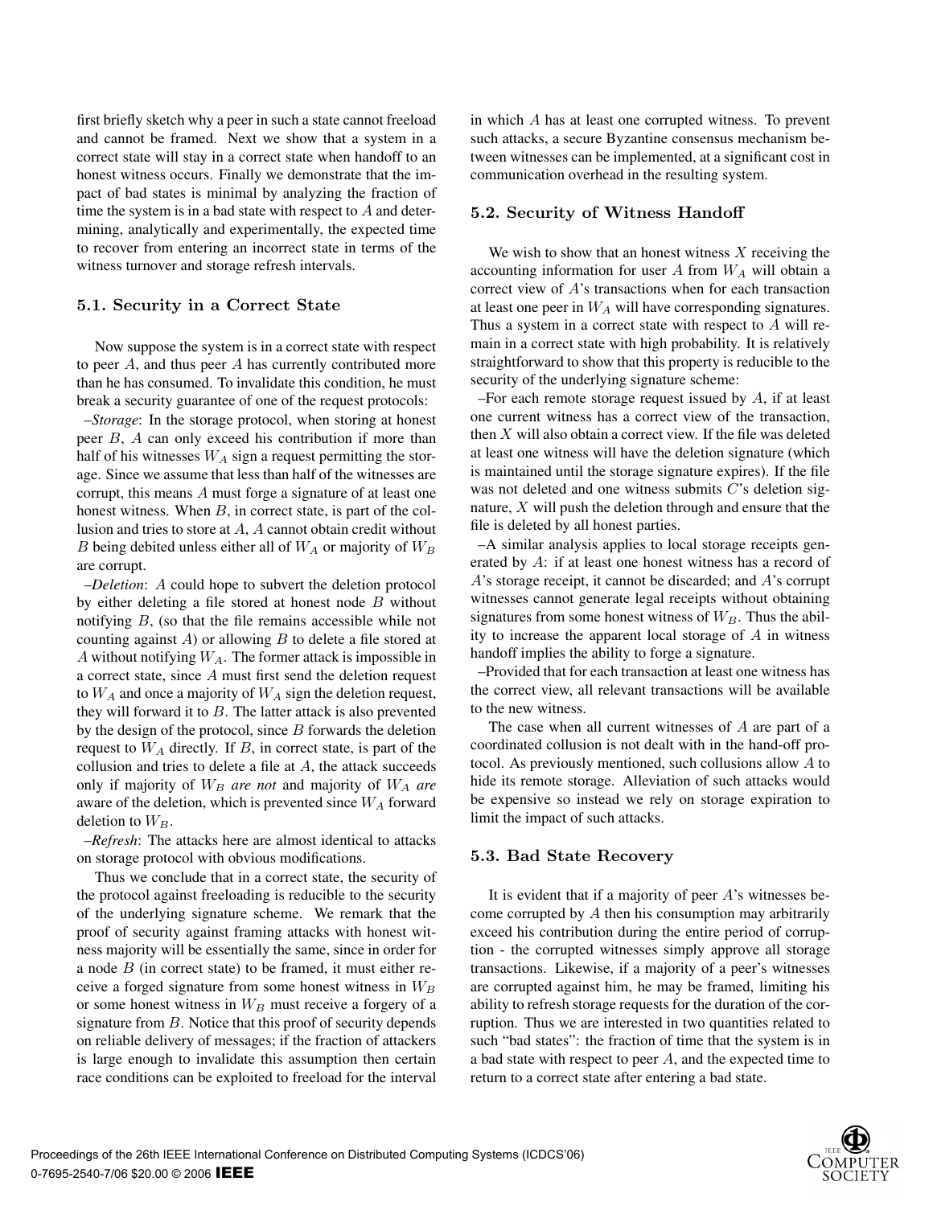first briefly sketch why a peer in such a state cannot freeload and cannot be framed. Next we show that a system in a correct state will stay in a correct state when handoff to an honest witness occurs. Finally we demonstrate that the impact of bad states is minimal by analyzing the fraction of time the system is in a bad state with respect to $A$ and determining, analytically and experimentally, the expected time to recover from entering an incorrect state in terms of the witness turnover and storage refresh intervals.

### 5.1. Security in a Correct State

Now suppose the system is in a correct state with respect to peer $A$, and thus peer $A$ has currently contributed more than he has consumed. To invalidate this condition, he must break a security guarantee of one of the request protocols:

–*Storage*: In the storage protocol, when storing at honest peer $B$, $A$ can only exceed his contribution if more than half of his witnesses $W_A$ sign a request permitting the storage. Since we assume that less than half of the witnesses are corrupt, this means $A$ must forge a signature of at least one honest witness. When $B$, in correct state, is part of the collusion and tries to store at $A$, $A$ cannot obtain credit without $B$ being debited unless either all of $W_A$ or majority of $W_B$ are corrupt.

–*Deletion*: $A$ could hope to subvert the deletion protocol by either deleting a file stored at honest node $B$ without notifying $B$, (so that the file remains accessible while not counting against $A$) or allowing $B$ to delete a file stored at $A$ without notifying $W_A$. The former attack is impossible in a correct state, since $A$ must first send the deletion request to $W_A$ and once a majority of $W_A$ sign the deletion request, they will forward it to $B$. The latter attack is also prevented by the design of the protocol, since $B$ forwards the deletion request to $W_A$ directly. If $B$, in correct state, is part of the collusion and tries to delete a file at $A$, the attack succeeds only if majority of $W_B$ *are not* and majority of $W_A$ *are* aware of the deletion, which is prevented since $W_A$ forward deletion to $W_B$.

–*Refresh*: The attacks here are almost identical to attacks on storage protocol with obvious modifications.

Thus we conclude that in a correct state, the security of the protocol against freeloading is reducible to the security of the underlying signature scheme. We remark that the proof of security against framing attacks with honest witness majority will be essentially the same, since in order for a node $B$ (in correct state) to be framed, it must either receive a forged signature from some honest witness in $W_B$ or some honest witness in $W_B$ must receive a forgery of a signature from $B$. Notice that this proof of security depends on reliable delivery of messages; if the fraction of attackers is large enough to invalidate this assumption then certain race conditions can be exploited to freeload for the interval in which $A$ has at least one corrupted witness. To prevent such attacks, a secure Byzantine consensus mechanism between witnesses can be implemented, at a significant cost in communication overhead in the resulting system.

### 5.2. Security of Witness Handoff

We wish to show that an honest witness $X$ receiving the accounting information for user $A$ from $W_A$ will obtain a correct view of $A$'s transactions when for each transaction at least one peer in $W_A$ will have corresponding signatures. Thus a system in a correct state with respect to $A$ will remain in a correct state with high probability. It is relatively straightforward to show that this property is reducible to the security of the underlying signature scheme:

–For each remote storage request issued by $A$, if at least one current witness has a correct view of the transaction, then $X$ will also obtain a correct view. If the file was deleted at least one witness will have the deletion signature (which is maintained until the storage signature expires). If the file was not deleted and one witness submits $C$'s deletion signature, $X$ will push the deletion through and ensure that the file is deleted by all honest parties.

–A similar analysis applies to local storage receipts generated by $A$: if at least one honest witness has a record of $A$'s storage receipt, it cannot be discarded; and $A$'s corrupt witnesses cannot generate legal receipts without obtaining signatures from some honest witness of $W_B$. Thus the ability to increase the apparent local storage of $A$ in witness handoff implies the ability to forge a signature.

–Provided that for each transaction at least one witness has the correct view, all relevant transactions will be available to the new witness.

The case when all current witnesses of $A$ are part of a coordinated collusion is not dealt with in the hand-off protocol. As previously mentioned, such collusions allow $A$ to hide its remote storage. Alleviation of such attacks would be expensive so instead we rely on storage expiration to limit the impact of such attacks.

### 5.3. Bad State Recovery

It is evident that if a majority of peer $A$'s witnesses become corrupted by $A$ then his consumption may arbitrarily exceed his contribution during the entire period of corruption - the corrupted witnesses simply approve all storage transactions. Likewise, if a majority of a peer's witnesses are corrupted against him, he may be framed, limiting his ability to refresh storage requests for the duration of the corruption. Thus we are interested in two quantities related to such "bad states": the fraction of time that the system is in a bad state with respect to peer $A$, and the expected time to return to a correct state after entering a bad state.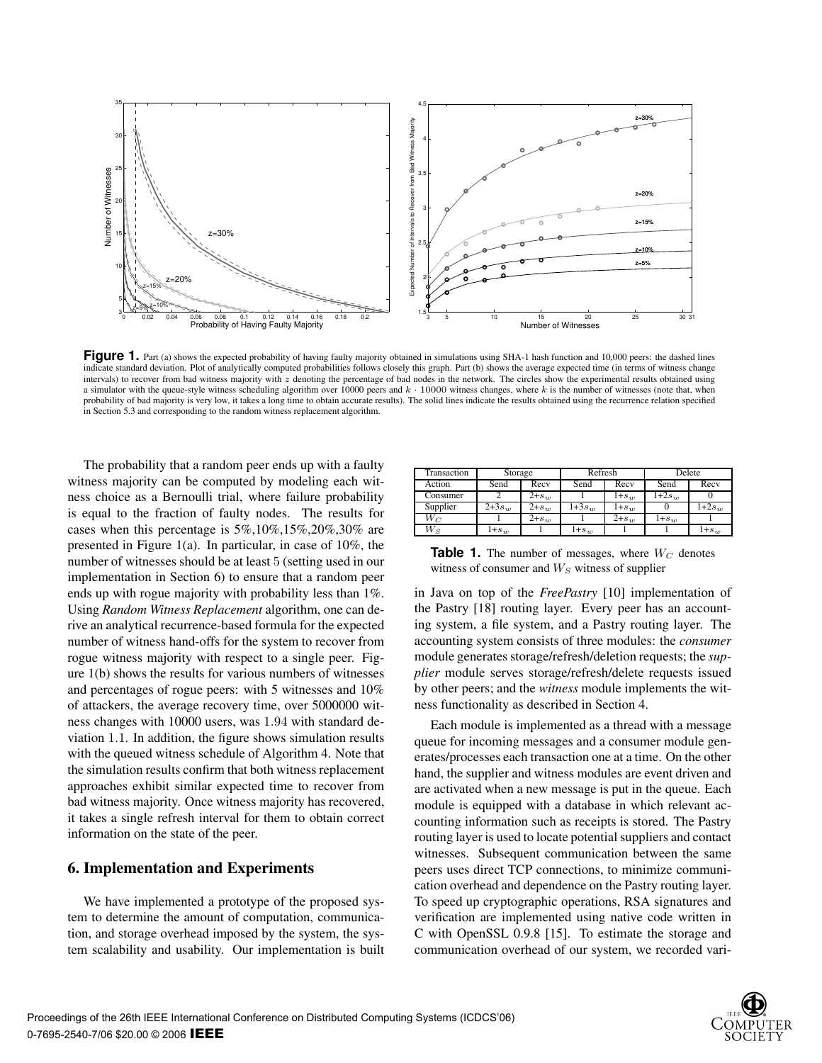**Figure 1.** Part (a) shows the expected probability of having faulty majority obtained in simulations using SHA-1 hash function and 10,000 peers: the dashed lines indicate standard deviation. Plot of analytically computed probabilities follows closely this graph. Part (b) shows the average expected time (in terms of witness change intervals) to recover from bad witness majority with $z$ denoting the percentage of bad nodes in the network. The circles show the experimental results obtained using a simulator with the queue-style witness scheduling algorithm over 10000 peers and $k \cdot 10000$ witness changes, where $k$ is the number of witnesses (note that, when probability of bad majority is very low, it takes a long time to obtain accurate results). The solid lines indicate the results obtained using the recurrence relation specified in Section 5.3 and corresponding to the random witness replacement algorithm.

The probability that a random peer ends up with a faulty witness majority can be computed by modeling each witness choice as a Bernoulli trial, where failure probability is equal to the fraction of faulty nodes. The results for cases when this percentage is 5%,10%,15%,20%,30% are presented in Figure 1(a). In particular, in case of 10%, the number of witnesses should be at least 5 (setting used in our implementation in Section 6) to ensure that a random peer ends up with rogue majority with probability less than 1%. Using *Random Witness Replacement* algorithm, one can derive an analytical recurrence-based formula for the expected number of witness hand-offs for the system to recover from rogue witness majority with respect to a single peer. Figure 1(b) shows the results for various numbers of witnesses and percentages of rogue peers: with 5 witnesses and 10% of attackers, the average recovery time, over 5000000 witness changes with 10000 users, was 1.94 with standard deviation 1.1. In addition, the figure shows simulation results with the queued witness schedule of Algorithm 4. Note that the simulation results confirm that both witness replacement approaches exhibit similar expected time to recover from bad witness majority. Once witness majority has recovered, it takes a single refresh interval for them to obtain correct information on the state of the peer.

## 6. Implementation and Experiments

We have implemented a prototype of the proposed system to determine the amount of computation, communication, and storage overhead imposed by the system, the system scalability and usability. Our implementation is built in Java on top of the *FreePastry* [10] implementation of the Pastry [18] routing layer. Every peer has an accounting system, a file system, and a Pastry routing layer. The accounting system consists of three modules: the *consumer* module generates storage/refresh/deletion requests; the *supplier* module serves storage/refresh/delete requests issued by other peers; and the *witness* module implements the witness functionality as described in Section 4.

| Transaction | Storage | | Refresh | | Delete | |
|---|---|---|---|---|---|---|
| Action | Send | Recv | Send | Recv | Send | Recv |
| Consumer | 2 | 2+$s_w$ | 1 | 1+$s_w$ | 1+2$s_w$ | 0 |
| Supplier | 2+3$s_w$ | 2+$s_w$ | 1+3$s_w$ | 1+$s_w$ | 0 | 1+2$s_w$ |
| $W_C$ | 1 | 2+$s_w$ | 1 | 2+$s_w$ | 1+$s_w$ | 1 |
| $W_S$ | 1+$s_w$ | 1 | 1+$s_w$ | 1 | 1 | 1+$s_w$ |

**Table 1.** The number of messages, where $W_C$ denotes witness of consumer and $W_S$ witness of supplier

Each module is implemented as a thread with a message queue for incoming messages and a consumer module generates/processes each transaction one at a time. On the other hand, the supplier and witness modules are event driven and are activated when a new message is put in the queue. Each module is equipped with a database in which relevant accounting information such as receipts is stored. The Pastry routing layer is used to locate potential suppliers and contact witnesses. Subsequent communication between the same peers uses direct TCP connections, to minimize communication overhead and dependence on the Pastry routing layer. To speed up cryptographic operations, RSA signatures and verification are implemented using native code written in C with OpenSSL 0.9.8 [15]. To estimate the storage and communication overhead of our system, we recorded vari-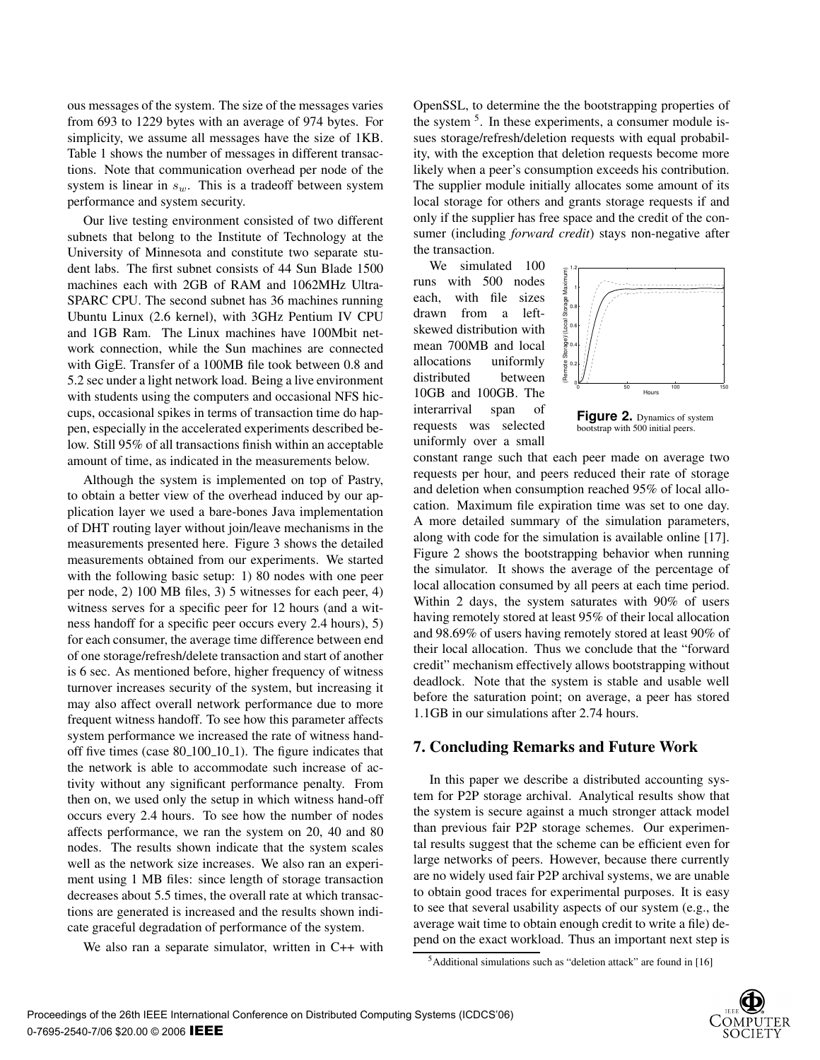ous messages of the system. The size of the messages varies from 693 to 1229 bytes with an average of 974 bytes. For simplicity, we assume all messages have the size of 1KB. Table 1 shows the number of messages in different transactions. Note that communication overhead per node of the system is linear in $s_w$. This is a tradeoff between system performance and system security.

Our live testing environment consisted of two different subnets that belong to the Institute of Technology at the University of Minnesota and constitute two separate student labs. The first subnet consists of 44 Sun Blade 1500 machines each with 2GB of RAM and 1062MHz UltraSPARC CPU. The second subnet has 36 machines running Ubuntu Linux (2.6 kernel), with 3GHz Pentium IV CPU and 1GB Ram. The Linux machines have 100Mbit network connection, while the Sun machines are connected with GigE. Transfer of a 100MB file took between 0.8 and 5.2 sec under a light network load. Being a live environment with students using the computers and occasional NFS hiccups, occasional spikes in terms of transaction time do happen, especially in the accelerated experiments described below. Still 95% of all transactions finish within an acceptable amount of time, as indicated in the measurements below.

Although the system is implemented on top of Pastry, to obtain a better view of the overhead induced by our application layer we used a bare-bones Java implementation of DHT routing layer without join/leave mechanisms in the measurements presented here. Figure 3 shows the detailed measurements obtained from our experiments. We started with the following basic setup: 1) 80 nodes with one peer per node, 2) 100 MB files, 3) 5 witnesses for each peer, 4) witness serves for a specific peer for 12 hours (and a witness handoff for a specific peer occurs every 2.4 hours), 5) for each consumer, the average time difference between end of one storage/refresh/delete transaction and start of another is 6 sec. As mentioned before, higher frequency of witness turnover increases security of the system, but increasing it may also affect overall network performance due to more frequent witness handoff. To see how this parameter affects system performance we increased the rate of witness handoff five times (case 80_100_10_1). The figure indicates that the network is able to accommodate such increase of activity without any significant performance penalty. From then on, we used only the setup in which witness hand-off occurs every 2.4 hours. To see how the number of nodes affects performance, we ran the system on 20, 40 and 80 nodes. The results shown indicate that the system scales well as the network size increases. We also ran an experiment using 1 MB files: since length of storage transaction decreases about 5.5 times, the overall rate at which transactions are generated is increased and the results shown indicate graceful degradation of performance of the system.

We also ran a separate simulator, written in C++ with OpenSSL, to determine the the bootstrapping properties of the system [5]. In these experiments, a consumer module issues storage/refresh/deletion requests with equal probability, with the exception that deletion requests become more likely when a peer's consumption exceeds his contribution. The supplier module initially allocates some amount of its local storage for others and grants storage requests if and only if the supplier has free space and the credit of the consumer (including *forward credit*) stays non-negative after the transaction.

We simulated 100 runs with 500 nodes each, with file sizes drawn from a left-skewed distribution with mean 700MB and local allocations uniformly distributed between 10GB and 100GB. The interarrival span of requests was selected uniformly over a small constant range such that each peer made on average two requests per hour, and peers reduced their rate of storage and deletion when consumption reached 95% of local allocation. Maximum file expiration time was set to one day. A more detailed summary of the simulation parameters, along with code for the simulation is available online [17]. Figure 2 shows the bootstrapping behavior when running the simulator. It shows the average of the percentage of local allocation consumed by all peers at each time period. Within 2 days, the system saturates with 90% of users having remotely stored at least 95% of their local allocation and 98.69% of users having remotely stored at least 90% of their local allocation. Thus we conclude that the "forward credit" mechanism effectively allows bootstrapping without deadlock. Note that the system is stable and usable well before the saturation point; on average, a peer has stored 1.1GB in our simulations after 2.74 hours.

**Figure 2.** Dynamics of system bootstrap with 500 initial peers.

## 7. Concluding Remarks and Future Work

In this paper we describe a distributed accounting system for P2P storage archival. Analytical results show that the system is secure against a much stronger attack model than previous fair P2P storage schemes. Our experimental results suggest that the scheme can be efficient even for large networks of peers. However, because there currently are no widely used fair P2P archival systems, we are unable to obtain good traces for experimental purposes. It is easy to see that several usability aspects of our system (e.g., the average wait time to obtain enough credit to write a file) depend on the exact workload. Thus an important next step is

[5] Additional simulations such as "deletion attack" are found in [16]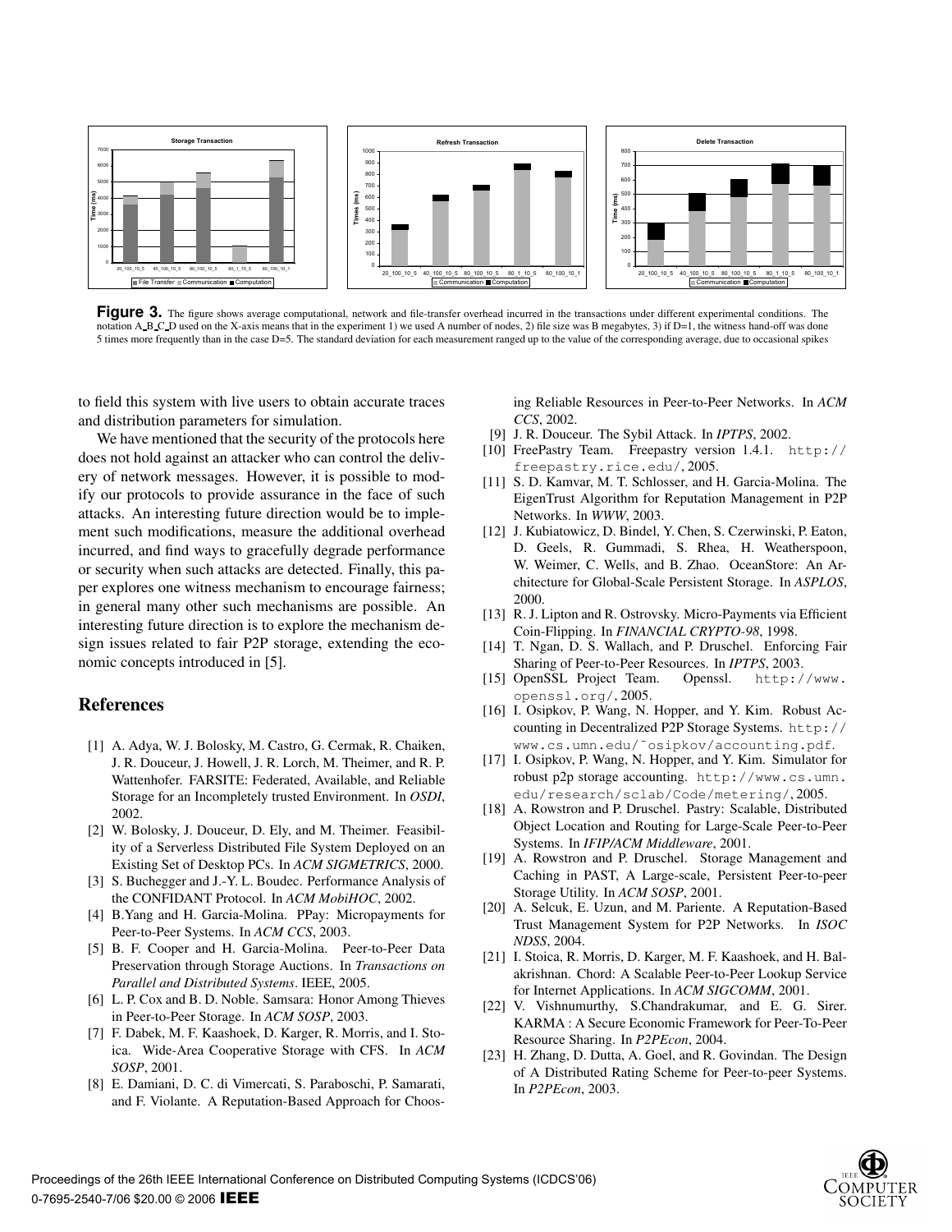Storage Transaction

7000
6000
5000
4000
3000
2000
1000
0

Time (ms)

20_100_10_5 40_100_10_5 80_100_10_5 80_1_10_5 80_100_10_1

File Transfer Communication Computation

Refresh Transaction

1000
900
800
700
600
500
400
300
200
100
0

Times (ms)

20_100_10_5 40_100_10_5 80_100_10_5 80_1_10_5 80_100_10_1

Communication Computation

Delete Transaction

800
700
600
500
400
300
200
100
0

Time (ms)

20_100_10_5 40_100_10_5 80_100_10_5 80_1_10_5 80_100_10_1

Communication Computation

**Figure 3.** The figure shows average computational, network and file-transfer overhead incurred in the transactions under different experimental conditions. The notation A_B_C_D used on the X-axis means that in the experiment 1) we used A number of nodes, 2) file size was B megabytes, 3) if D=1, the witness hand-off was done 5 times more frequently than in the case D=5. The standard deviation for each measurement ranged up to the value of the corresponding average, due to occasional spikes

to field this system with live users to obtain accurate traces and distribution parameters for simulation.

We have mentioned that the security of the protocols here does not hold against an attacker who can control the delivery of network messages. However, it is possible to modify our protocols to provide assurance in the face of such attacks. An interesting future direction would be to implement such modifications, measure the additional overhead incurred, and find ways to gracefully degrade performance or security when such attacks are detected. Finally, this paper explores one witness mechanism to encourage fairness; in general many other such mechanisms are possible. An interesting future direction is to explore the mechanism design issues related to fair P2P storage, extending the economic concepts introduced in [5].

## References

[1] A. Adya, W. J. Bolosky, M. Castro, G. Cermak, R. Chaiken, J. R. Douceur, J. Howell, J. R. Lorch, M. Theimer, and R. P. Wattenhofer. FARSITE: Federated, Available, and Reliable Storage for an Incompletely trusted Environment. In *OSDI*, 2002.

[2] W. Bolosky, J. Douceur, D. Ely, and M. Theimer. Feasibility of a Serverless Distributed File System Deployed on an Existing Set of Desktop PCs. In *ACM SIGMETRICS*, 2000.

[3] S. Buchegger and J.-Y. L. Boudec. Performance Analysis of the CONFIDANT Protocol. In *ACM MobiHOC*, 2002.

[4] B.Yang and H. Garcia-Molina. PPay: Micropayments for Peer-to-Peer Systems. In *ACM CCS*, 2003.

[5] B. F. Cooper and H. Garcia-Molina. Peer-to-Peer Data Preservation through Storage Auctions. In *Transactions on Parallel and Distributed Systems*. IEEE, 2005.

[6] L. P. Cox and B. D. Noble. Samsara: Honor Among Thieves in Peer-to-Peer Storage. In *ACM SOSP*, 2003.

[7] F. Dabek, M. F. Kaashoek, D. Karger, R. Morris, and I. Stoica. Wide-Area Cooperative Storage with CFS. In *ACM SOSP*, 2001.

[8] E. Damiani, D. C. di Vimercati, S. Paraboschi, P. Samarati, and F. Violante. A Reputation-Based Approach for Choosing Reliable Resources in Peer-to-Peer Networks. In *ACM CCS*, 2002.

[9] J. R. Douceur. The Sybil Attack. In *IPTPS*, 2002.

[10] FreePastry Team. Freepastry version 1.4.1. `http://freepastry.rice.edu/`, 2005.

[11] S. D. Kamvar, M. T. Schlosser, and H. Garcia-Molina. The EigenTrust Algorithm for Reputation Management in P2P Networks. In *WWW*, 2003.

[12] J. Kubiatowicz, D. Bindel, Y. Chen, S. Czerwinski, P. Eaton, D. Geels, R. Gummadi, S. Rhea, H. Weatherspoon, W. Weimer, C. Wells, and B. Zhao. OceanStore: An Architecture for Global-Scale Persistent Storage. In *ASPLOS*, 2000.

[13] R. J. Lipton and R. Ostrovsky. Micro-Payments via Efficient Coin-Flipping. In *FINANCIAL CRYPTO-98*, 1998.

[14] T. Ngan, D. S. Wallach, and P. Druschel. Enforcing Fair Sharing of Peer-to-Peer Resources. In *IPTPS*, 2003.

[15] OpenSSL Project Team. Openssl. `http://www.openssl.org/`, 2005.

[16] I. Osipkov, P. Wang, N. Hopper, and Y. Kim. Robust Accounting in Decentralized P2P Storage Systems. `http://www.cs.umn.edu/~osipkov/accounting.pdf`.

[17] I. Osipkov, P. Wang, N. Hopper, and Y. Kim. Simulator for robust p2p storage accounting. `http://www.cs.umn.edu/research/sclab/Code/metering/`, 2005.

[18] A. Rowstron and P. Druschel. Pastry: Scalable, Distributed Object Location and Routing for Large-Scale Peer-to-Peer Systems. In *IFIP/ACM Middleware*, 2001.

[19] A. Rowstron and P. Druschel. Storage Management and Caching in PAST, A Large-scale, Persistent Peer-to-peer Storage Utility. In *ACM SOSP*, 2001.

[20] A. Selcuk, E. Uzun, and M. Pariente. A Reputation-Based Trust Management System for P2P Networks. In *ISOC NDSS*, 2004.

[21] I. Stoica, R. Morris, D. Karger, M. F. Kaashoek, and H. Balakrishnan. Chord: A Scalable Peer-to-Peer Lookup Service for Internet Applications. In *ACM SIGCOMM*, 2001.

[22] V. Vishnumurthy, S.Chandrakumar, and E. G. Sirer. KARMA : A Secure Economic Framework for Peer-To-Peer Resource Sharing. In *P2PEcon*, 2004.

[23] H. Zhang, D. Dutta, A. Goel, and R. Govindan. The Design of A Distributed Rating Scheme for Peer-to-peer Systems. In *P2PEcon*, 2003.